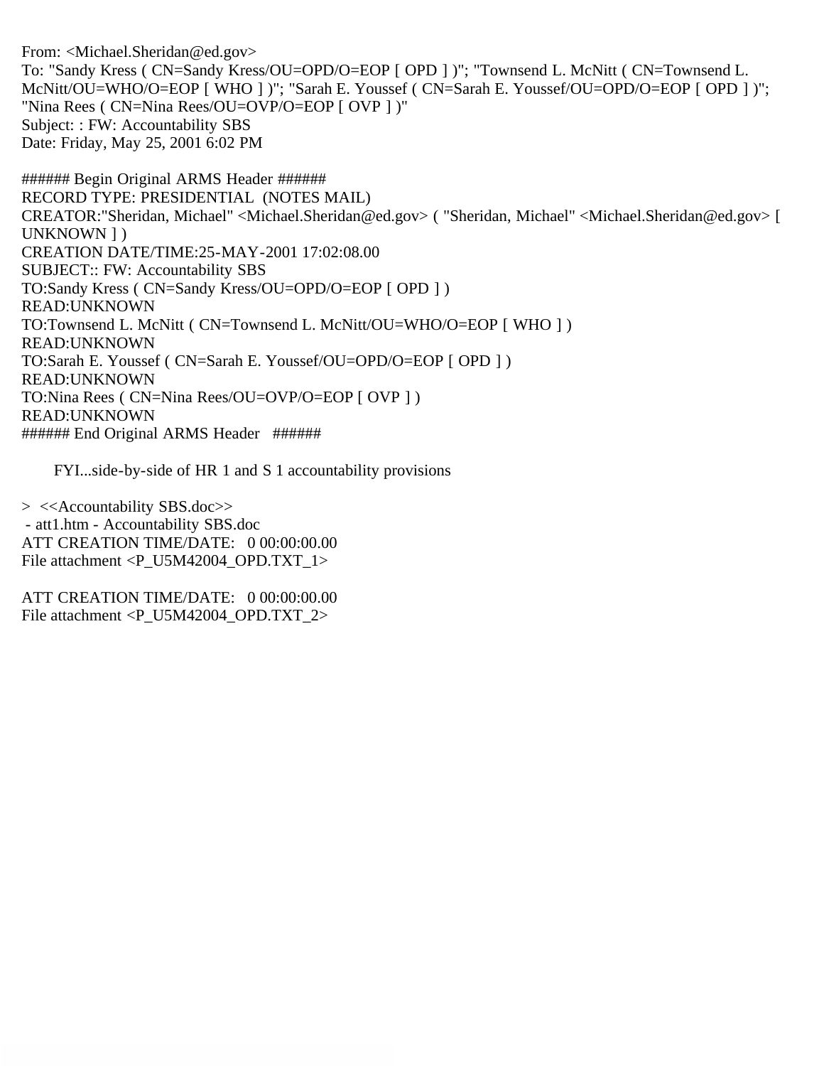From: <Michael.Sheridan@ed.gov>
To: "Sandy Kress ( CN=Sandy Kress/OU=OPD/O=EOP [ OPD ] )"; "Townsend L. McNitt ( CN=Townsend L. McNitt/OU=WHO/O=EOP [ WHO ] )"; "Sarah E. Youssef ( CN=Sarah E. Youssef/OU=OPD/O=EOP [ OPD ] )"; "Nina Rees ( CN=Nina Rees/OU=OVP/O=EOP [ OVP ] )"
Subject: : FW: Accountability SBS
Date: Friday, May 25, 2001 6:02 PM

###### Begin Original ARMS Header ######
RECORD TYPE: PRESIDENTIAL (NOTES MAIL)
CREATOR:"Sheridan, Michael" <Michael.Sheridan@ed.gov> ( "Sheridan, Michael" <Michael.Sheridan@ed.gov> [ UNKNOWN ] )
CREATION DATE/TIME:25-MAY-2001 17:02:08.00
SUBJECT:: FW: Accountability SBS
TO:Sandy Kress ( CN=Sandy Kress/OU=OPD/O=EOP [ OPD ] )
READ:UNKNOWN
TO:Townsend L. McNitt ( CN=Townsend L. McNitt/OU=WHO/O=EOP [ WHO ] )
READ:UNKNOWN
TO:Sarah E. Youssef ( CN=Sarah E. Youssef/OU=OPD/O=EOP [ OPD ] )
READ:UNKNOWN
TO:Nina Rees ( CN=Nina Rees/OU=OVP/O=EOP [ OVP ] )
READ:UNKNOWN
###### End Original ARMS Header ######

FYI...side-by-side of HR 1 and S 1 accountability provisions

> <<Accountability SBS.doc>>
 - att1.htm - Accountability SBS.doc
ATT CREATION TIME/DATE: 0 00:00:00.00
File attachment <P_U5M42004_OPD.TXT_1>

ATT CREATION TIME/DATE: 0 00:00:00.00
File attachment <P_U5M42004_OPD.TXT_2>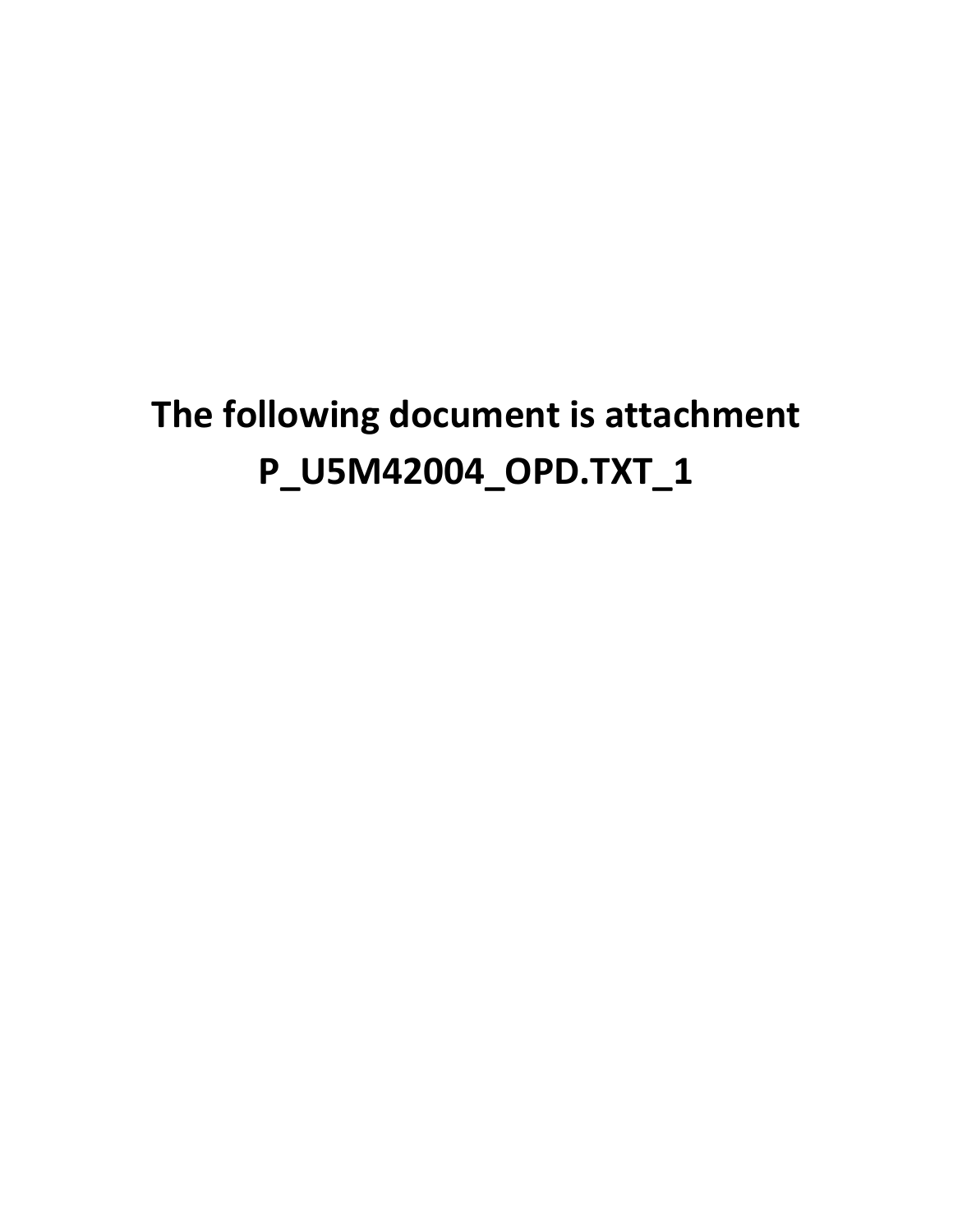**The following document is attachment P_U5M42004_OPD.TXT_1**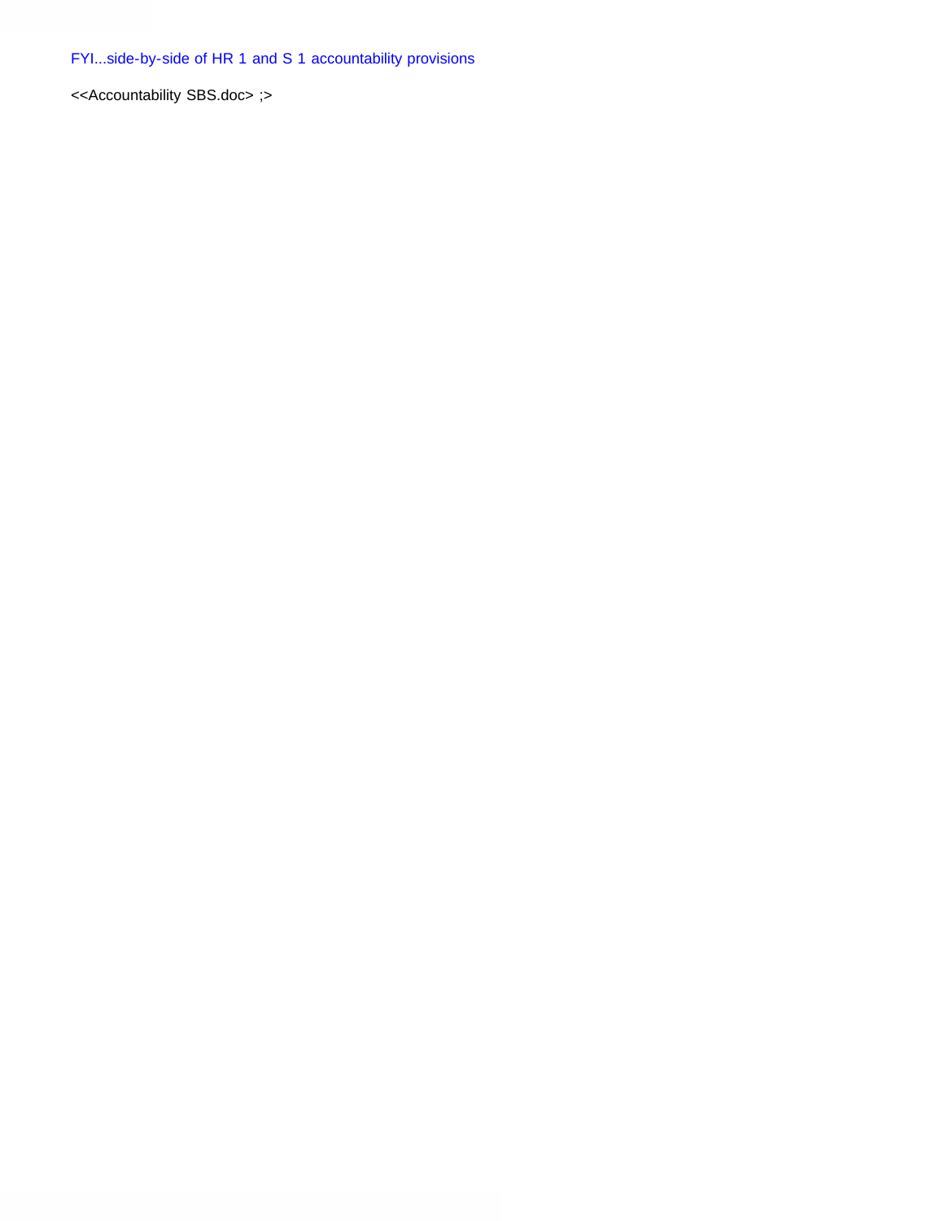FYI...side-by-side of HR 1 and S 1 accountability provisions

<<Accountability SBS.doc> ;>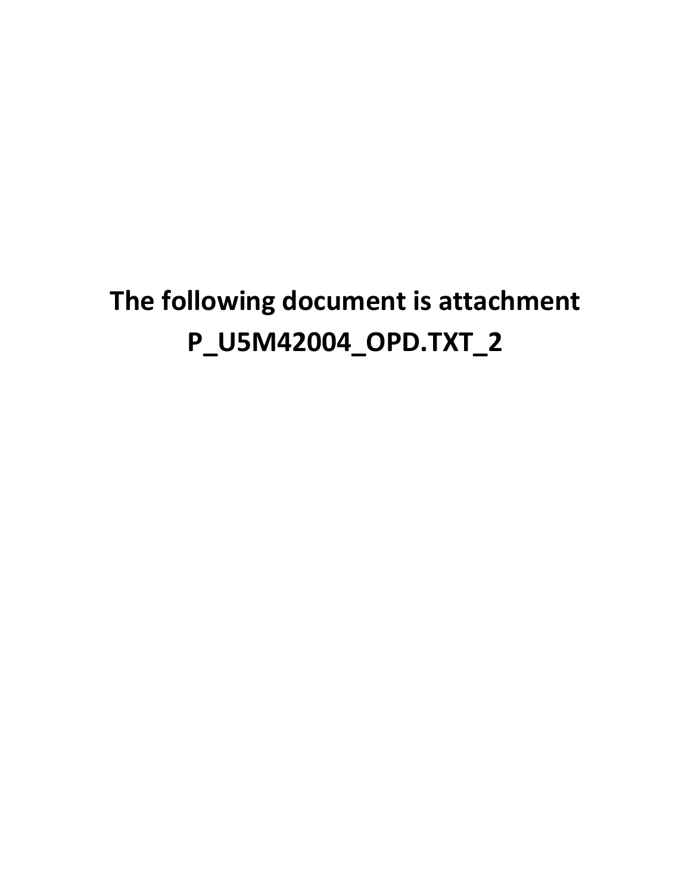**The following document is attachment P_U5M42004_OPD.TXT_2**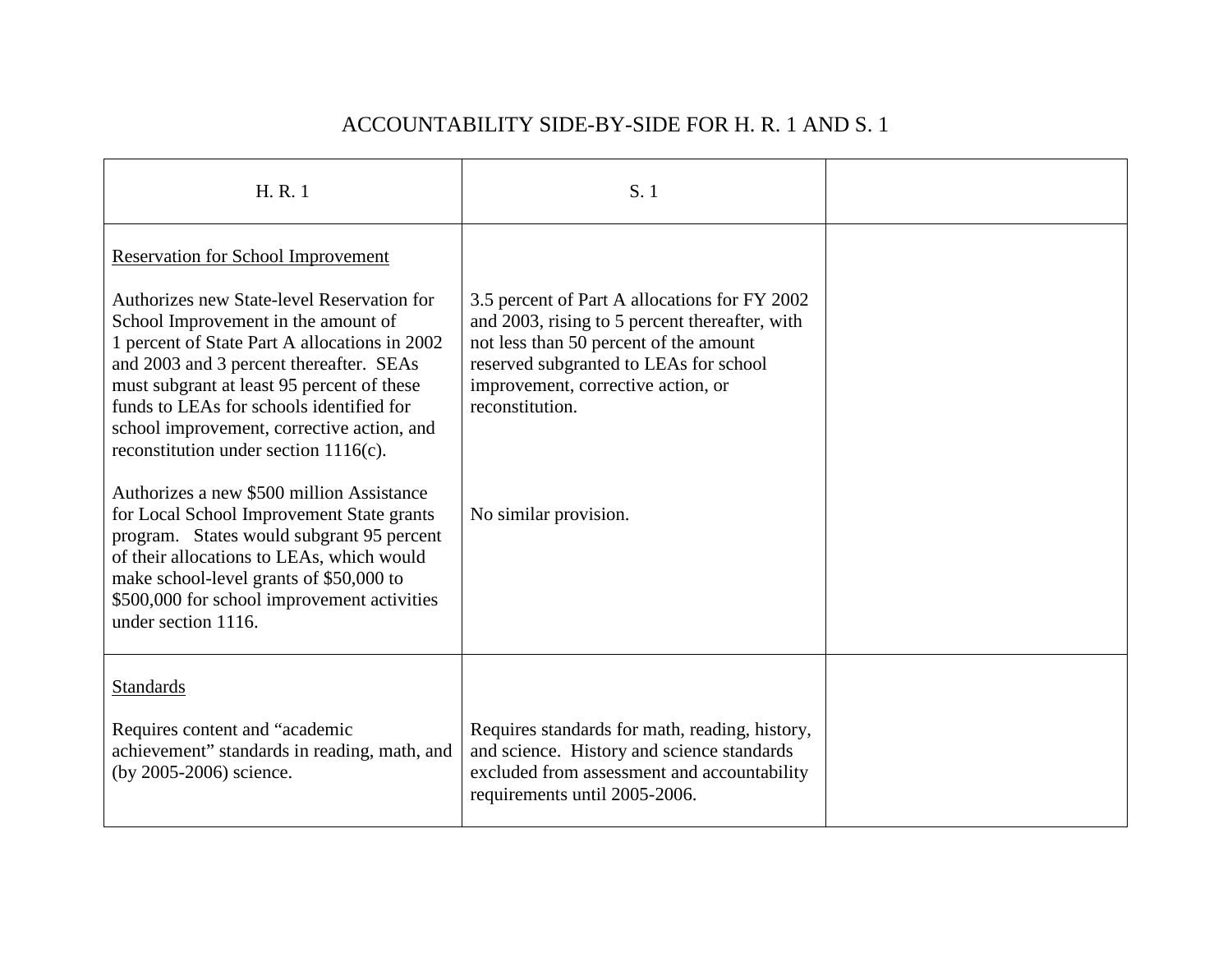# ACCOUNTABILITY SIDE-BY-SIDE FOR H. R. 1 AND S. 1

| H. R. 1 | S. 1 | |
|---|---|---|
| Reservation for School Improvement<br><br>Authorizes new State-level Reservation for School Improvement in the amount of 1 percent of State Part A allocations in 2002 and 2003 and 3 percent thereafter. SEAs must subgrant at least 95 percent of these funds to LEAs for schools identified for school improvement, corrective action, and reconstitution under section 1116(c).<br><br>Authorizes a new $500 million Assistance for Local School Improvement State grants program. States would subgrant 95 percent of their allocations to LEAs, which would make school-level grants of $50,000 to $500,000 for school improvement activities under section 1116. | 3.5 percent of Part A allocations for FY 2002 and 2003, rising to 5 percent thereafter, with not less than 50 percent of the amount reserved subgranted to LEAs for school improvement, corrective action, or reconstitution.<br><br>No similar provision. | |
| Standards<br><br>Requires content and "academic achievement" standards in reading, math, and (by 2005-2006) science. | Requires standards for math, reading, history, and science. History and science standards excluded from assessment and accountability requirements until 2005-2006. | |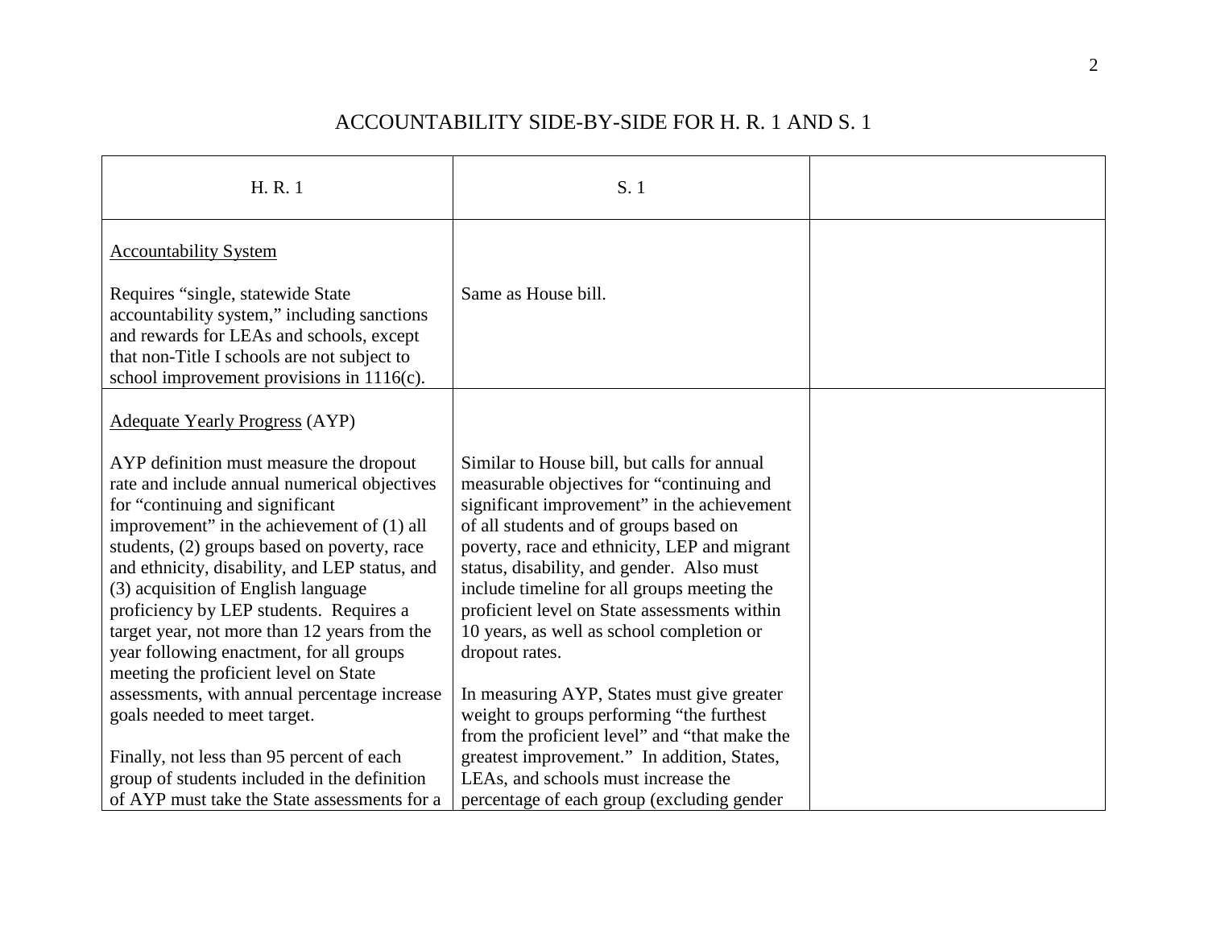# ACCOUNTABILITY SIDE-BY-SIDE FOR H. R. 1 AND S. 1

| H. R. 1 | S. 1 | |
|---|---|---|
| Accountability System<br><br>Requires "single, statewide State accountability system," including sanctions and rewards for LEAs and schools, except that non-Title I schools are not subject to school improvement provisions in 1116(c). | Same as House bill. | |
| Adequate Yearly Progress (AYP)<br><br>AYP definition must measure the dropout rate and include annual numerical objectives for "continuing and significant improvement" in the achievement of (1) all students, (2) groups based on poverty, race and ethnicity, disability, and LEP status, and (3) acquisition of English language proficiency by LEP students. Requires a target year, not more than 12 years from the year following enactment, for all groups meeting the proficient level on State assessments, with annual percentage increase goals needed to meet target.<br><br>Finally, not less than 95 percent of each group of students included in the definition of AYP must take the State assessments for a | Similar to House bill, but calls for annual measurable objectives for "continuing and significant improvement" in the achievement of all students and of groups based on poverty, race and ethnicity, LEP and migrant status, disability, and gender. Also must include timeline for all groups meeting the proficient level on State assessments within 10 years, as well as school completion or dropout rates.<br><br>In measuring AYP, States must give greater weight to groups performing "the furthest from the proficient level" and "that make the greatest improvement." In addition, States, LEAs, and schools must increase the percentage of each group (excluding gender | |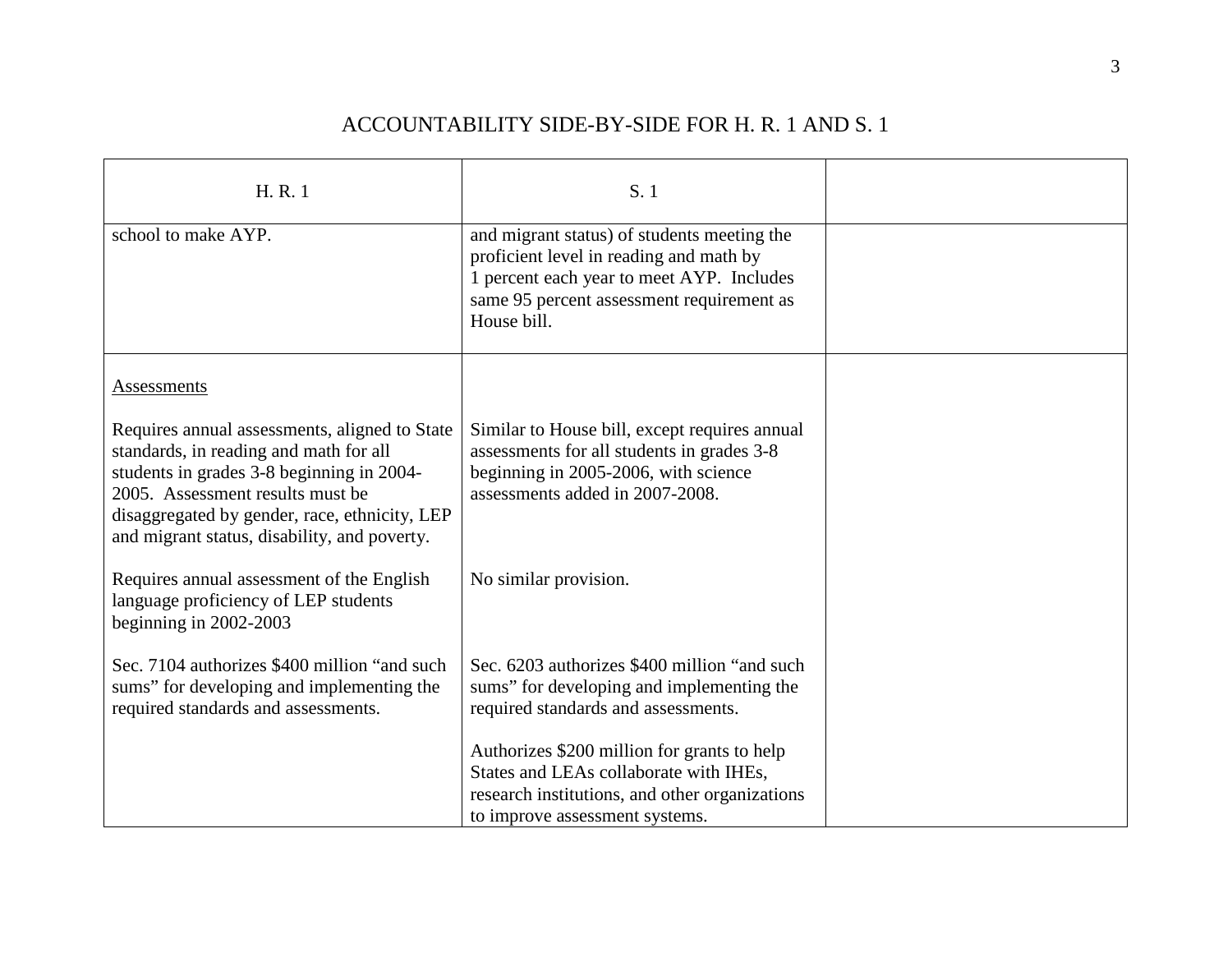## ACCOUNTABILITY SIDE-BY-SIDE FOR H. R. 1 AND S. 1

| H. R. 1 | S. 1 | |
|---|---|---|
| school to make AYP. | and migrant status) of students meeting the proficient level in reading and math by 1 percent each year to meet AYP. Includes same 95 percent assessment requirement as House bill. | |
| <u>Assessments</u><br><br>Requires annual assessments, aligned to State standards, in reading and math for all students in grades 3-8 beginning in 2004-2005. Assessment results must be disaggregated by gender, race, ethnicity, LEP and migrant status, disability, and poverty.<br><br>Requires annual assessment of the English language proficiency of LEP students beginning in 2002-2003<br><br>Sec. 7104 authorizes $400 million "and such sums" for developing and implementing the required standards and assessments. | Similar to House bill, except requires annual assessments for all students in grades 3-8 beginning in 2005-2006, with science assessments added in 2007-2008.<br><br>No similar provision.<br><br>Sec. 6203 authorizes $400 million "and such sums" for developing and implementing the required standards and assessments.<br><br>Authorizes $200 million for grants to help States and LEAs collaborate with IHEs, research institutions, and other organizations to improve assessment systems. | |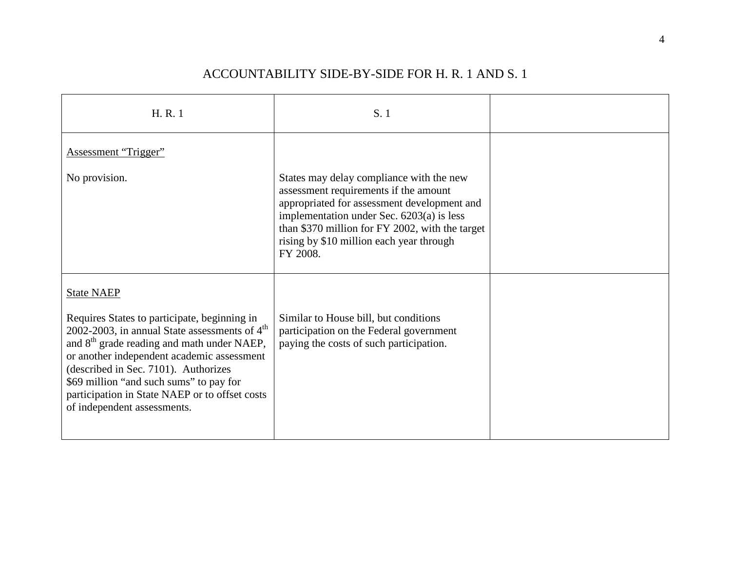# ACCOUNTABILITY SIDE-BY-SIDE FOR H. R. 1 AND S. 1

| H. R. 1 | S. 1 | |
|---|---|---|
| Assessment "Trigger"<br><br>No provision. | States may delay compliance with the new assessment requirements if the amount appropriated for assessment development and implementation under Sec. 6203(a) is less than $370 million for FY 2002, with the target rising by $10 million each year through FY 2008. | |
| State NAEP<br><br>Requires States to participate, beginning in 2002-2003, in annual State assessments of 4th and 8th grade reading and math under NAEP, or another independent academic assessment (described in Sec. 7101). Authorizes $69 million "and such sums" to pay for participation in State NAEP or to offset costs of independent assessments. | Similar to House bill, but conditions participation on the Federal government paying the costs of such participation. | |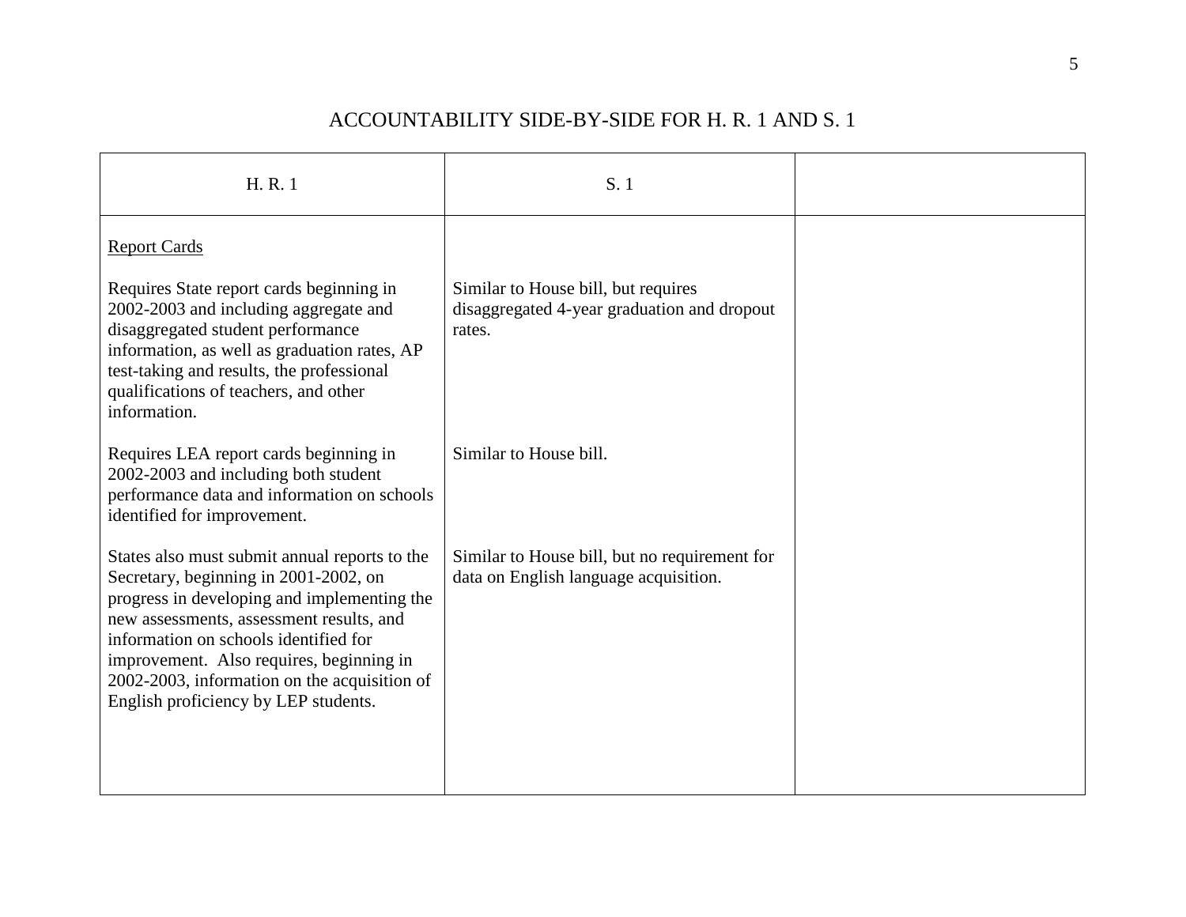# ACCOUNTABILITY SIDE-BY-SIDE FOR H. R. 1 AND S. 1

| H. R. 1 | S. 1 | |
|---|---|---|
| <u>Report Cards</u> | | |
| Requires State report cards beginning in 2002-2003 and including aggregate and disaggregated student performance information, as well as graduation rates, AP test-taking and results, the professional qualifications of teachers, and other information. | Similar to House bill, but requires disaggregated 4-year graduation and dropout rates. | |
| Requires LEA report cards beginning in 2002-2003 and including both student performance data and information on schools identified for improvement. | Similar to House bill. | |
| States also must submit annual reports to the Secretary, beginning in 2001-2002, on progress in developing and implementing the new assessments, assessment results, and information on schools identified for improvement. Also requires, beginning in 2002-2003, information on the acquisition of English proficiency by LEP students. | Similar to House bill, but no requirement for data on English language acquisition. | |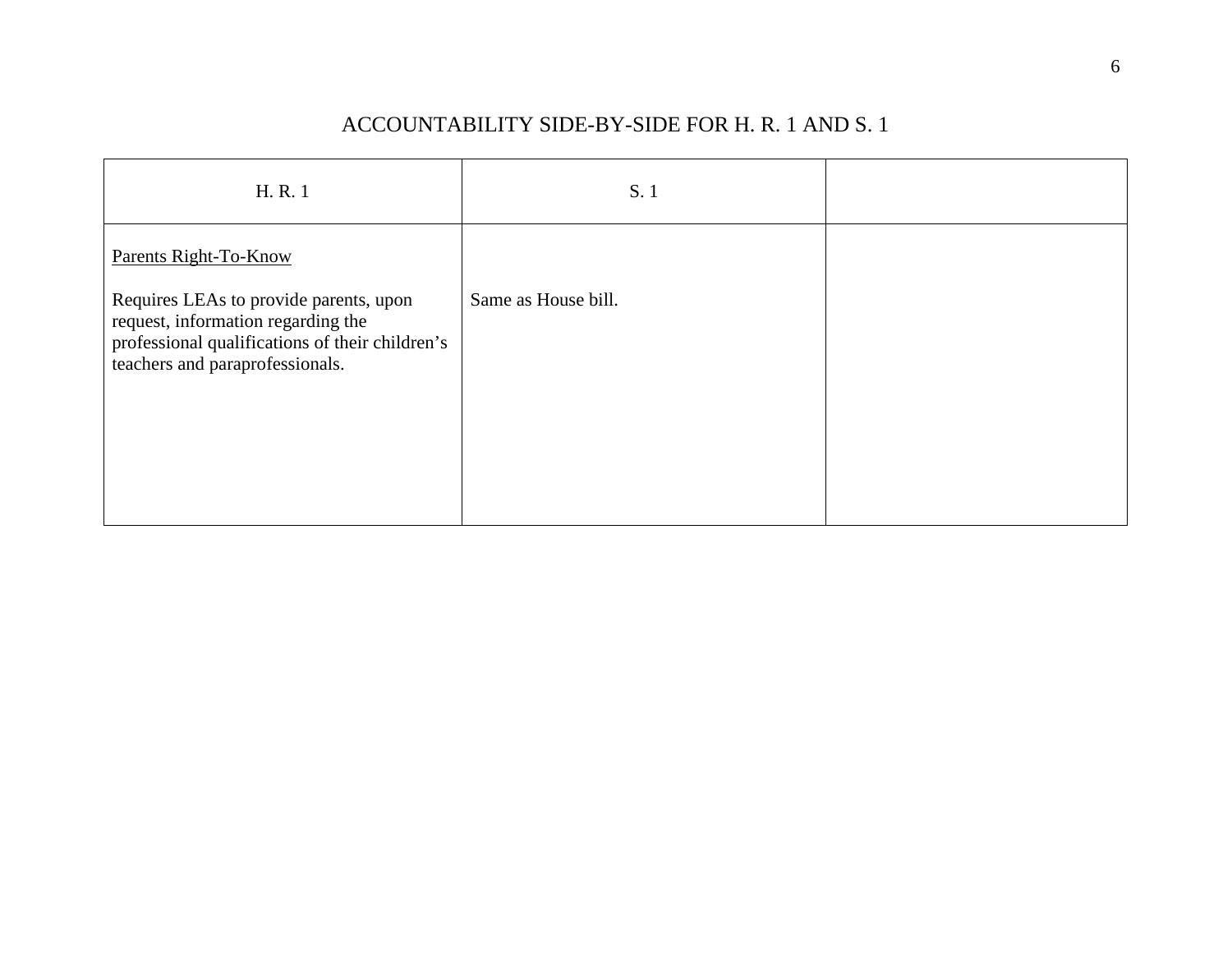# ACCOUNTABILITY SIDE-BY-SIDE FOR H. R. 1 AND S. 1

| H. R. 1 | S. 1 | |
|---|---|---|
| Parents Right-To-Know<br><br>Requires LEAs to provide parents, upon request, information regarding the professional qualifications of their children's teachers and paraprofessionals. | Same as House bill. | |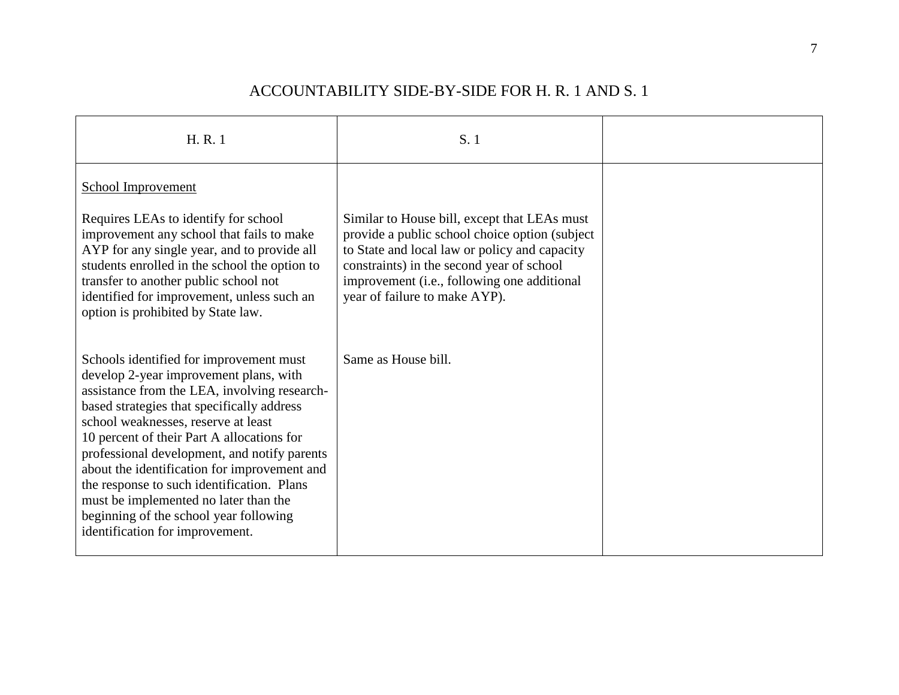# ACCOUNTABILITY SIDE-BY-SIDE FOR H. R. 1 AND S. 1

| H. R. 1 | S. 1 | |
|---|---|---|
| School Improvement<br><br>Requires LEAs to identify for school improvement any school that fails to make AYP for any single year, and to provide all students enrolled in the school the option to transfer to another public school not identified for improvement, unless such an option is prohibited by State law. | Similar to House bill, except that LEAs must provide a public school choice option (subject to State and local law or policy and capacity constraints) in the second year of school improvement (i.e., following one additional year of failure to make AYP). | |
| Schools identified for improvement must develop 2-year improvement plans, with assistance from the LEA, involving research-based strategies that specifically address school weaknesses, reserve at least 10 percent of their Part A allocations for professional development, and notify parents about the identification for improvement and the response to such identification. Plans must be implemented no later than the beginning of the school year following identification for improvement. | Same as House bill. | |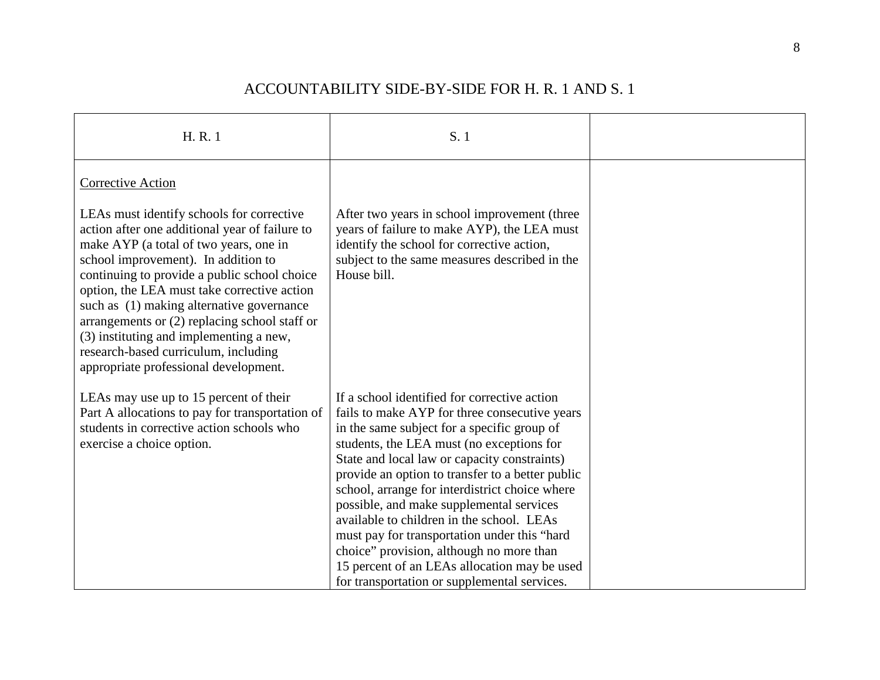# ACCOUNTABILITY SIDE-BY-SIDE FOR H. R. 1 AND S. 1

| H. R. 1 | S. 1 | |
|---|---|---|
| Corrective Action<br><br>LEAs must identify schools for corrective action after one additional year of failure to make AYP (a total of two years, one in school improvement). In addition to continuing to provide a public school choice option, the LEA must take corrective action such as (1) making alternative governance arrangements or (2) replacing school staff or (3) instituting and implementing a new, research-based curriculum, including appropriate professional development. | After two years in school improvement (three years of failure to make AYP), the LEA must identify the school for corrective action, subject to the same measures described in the House bill. | |
| LEAs may use up to 15 percent of their Part A allocations to pay for transportation of students in corrective action schools who exercise a choice option. | If a school identified for corrective action fails to make AYP for three consecutive years in the same subject for a specific group of students, the LEA must (no exceptions for State and local law or capacity constraints) provide an option to transfer to a better public school, arrange for interdistrict choice where possible, and make supplemental services available to children in the school. LEAs must pay for transportation under this "hard choice" provision, although no more than 15 percent of an LEAs allocation may be used for transportation or supplemental services. | |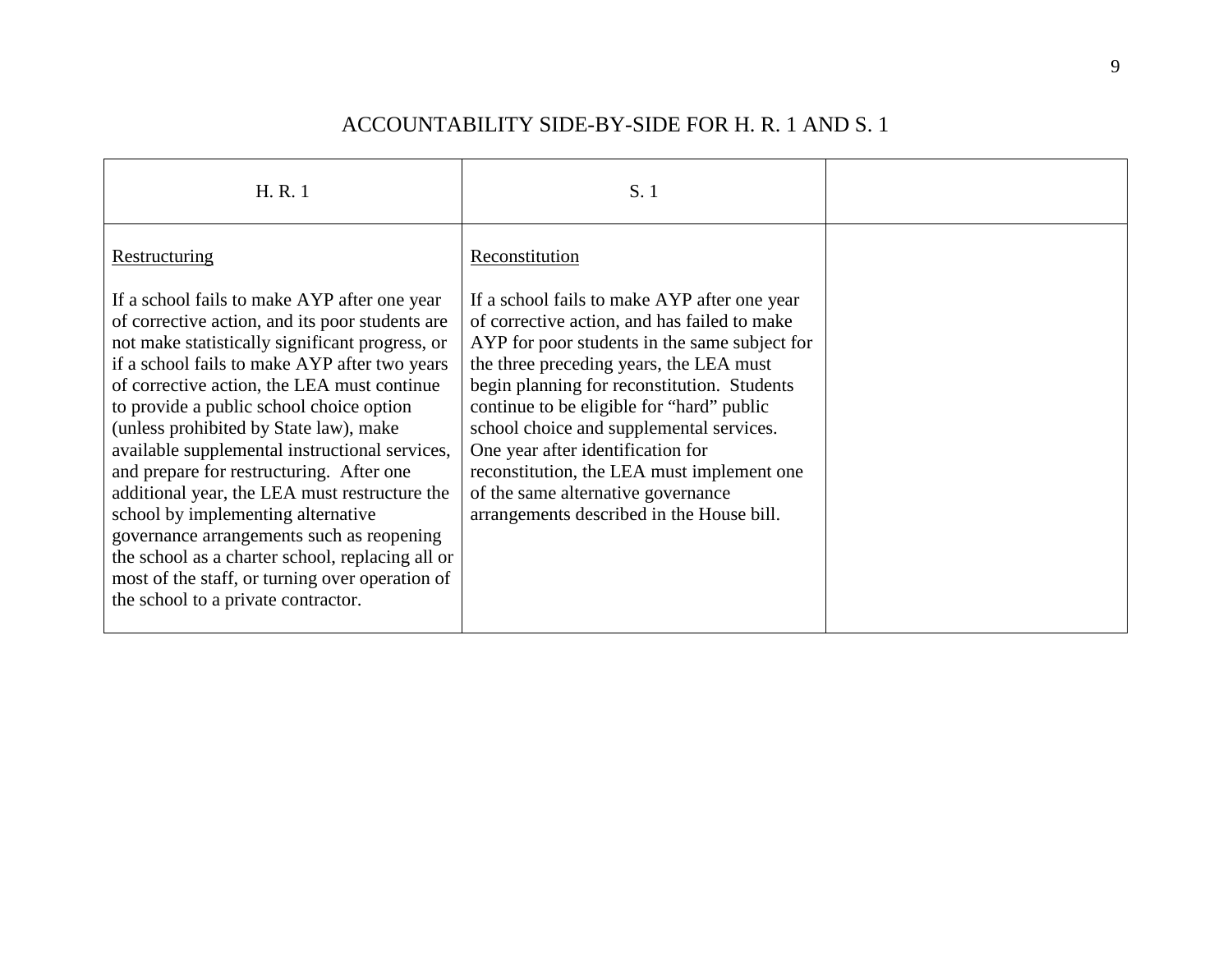# ACCOUNTABILITY SIDE-BY-SIDE FOR H. R. 1 AND S. 1

| H. R. 1 | S. 1 | |
|---|---|---|
| Restructuring<br><br>If a school fails to make AYP after one year of corrective action, and its poor students are not make statistically significant progress, or if a school fails to make AYP after two years of corrective action, the LEA must continue to provide a public school choice option (unless prohibited by State law), make available supplemental instructional services, and prepare for restructuring. After one additional year, the LEA must restructure the school by implementing alternative governance arrangements such as reopening the school as a charter school, replacing all or most of the staff, or turning over operation of the school to a private contractor. | Reconstitution<br><br>If a school fails to make AYP after one year of corrective action, and has failed to make AYP for poor students in the same subject for the three preceding years, the LEA must begin planning for reconstitution. Students continue to be eligible for "hard" public school choice and supplemental services. One year after identification for reconstitution, the LEA must implement one of the same alternative governance arrangements described in the House bill. | |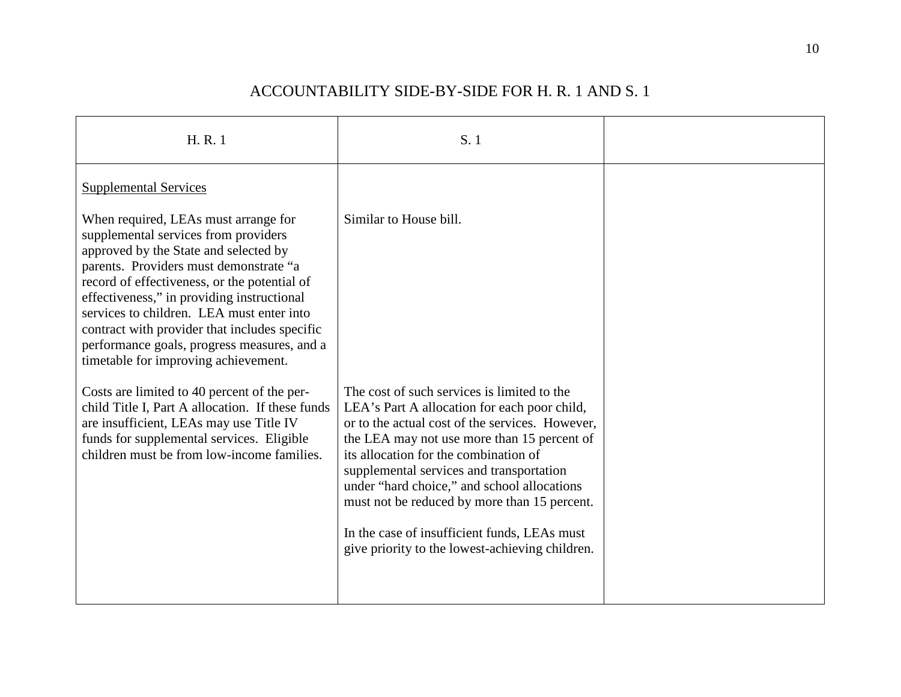# ACCOUNTABILITY SIDE-BY-SIDE FOR H. R. 1 AND S. 1

| H. R. 1 | S. 1 | |
|---|---|---|
| <u>Supplemental Services</u><br><br>When required, LEAs must arrange for supplemental services from providers approved by the State and selected by parents. Providers must demonstrate "a record of effectiveness, or the potential of effectiveness," in providing instructional services to children. LEA must enter into contract with provider that includes specific performance goals, progress measures, and a timetable for improving achievement.<br><br>Costs are limited to 40 percent of the per-child Title I, Part A allocation. If these funds are insufficient, LEAs may use Title IV funds for supplemental services. Eligible children must be from low-income families. | Similar to House bill.<br><br>The cost of such services is limited to the LEA's Part A allocation for each poor child, or to the actual cost of the services. However, the LEA may not use more than 15 percent of its allocation for the combination of supplemental services and transportation under "hard choice," and school allocations must not be reduced by more than 15 percent.<br><br>In the case of insufficient funds, LEAs must give priority to the lowest-achieving children. | |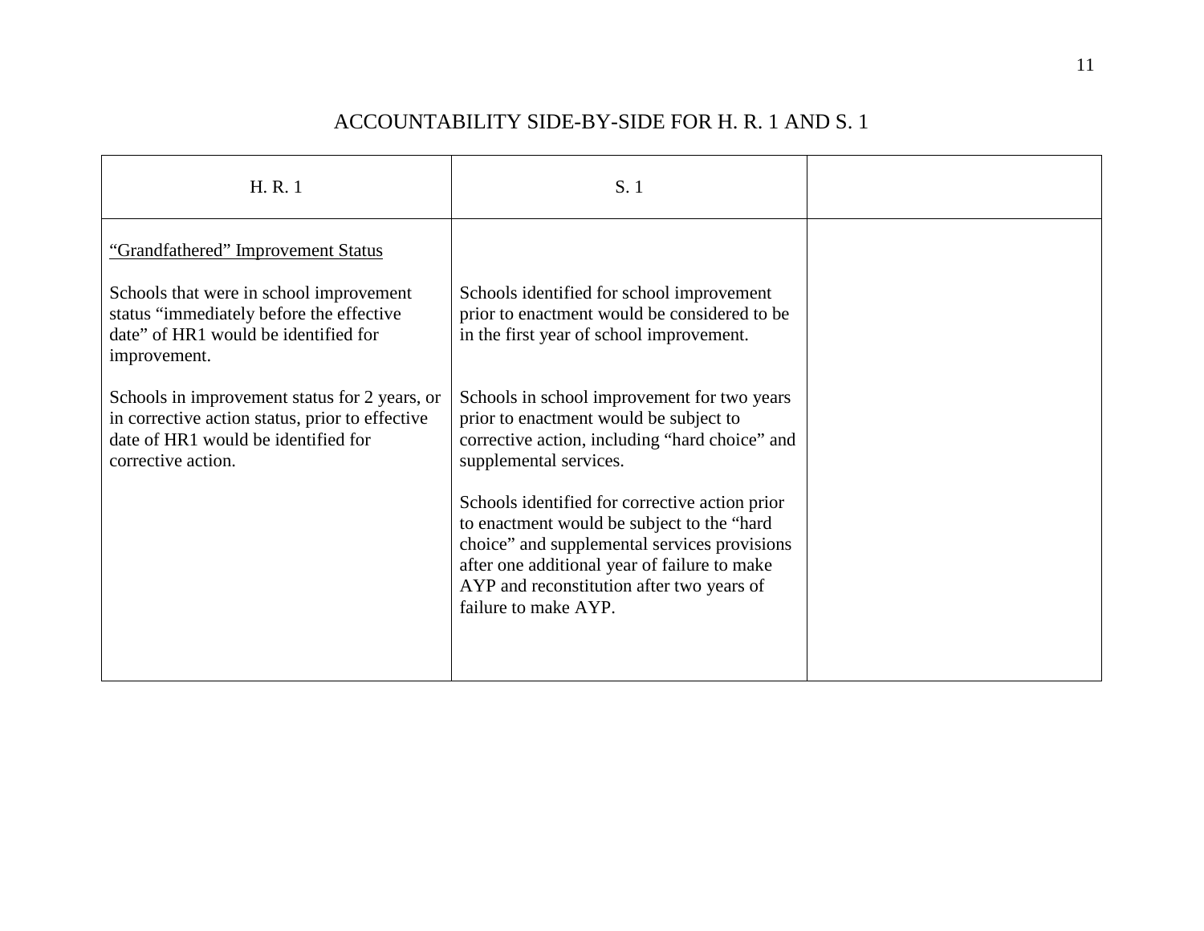# ACCOUNTABILITY SIDE-BY-SIDE FOR H. R. 1 AND S. 1

| H. R. 1 | S. 1 | |
|---|---|---|
| <u>"Grandfathered" Improvement Status</u><br><br>Schools that were in school improvement status "immediately before the effective date" of HR1 would be identified for improvement.<br><br>Schools in improvement status for 2 years, or in corrective action status, prior to effective date of HR1 would be identified for corrective action. | Schools identified for school improvement prior to enactment would be considered to be in the first year of school improvement.<br><br>Schools in school improvement for two years prior to enactment would be subject to corrective action, including "hard choice" and supplemental services.<br><br>Schools identified for corrective action prior to enactment would be subject to the "hard choice" and supplemental services provisions after one additional year of failure to make AYP and reconstitution after two years of failure to make AYP. | |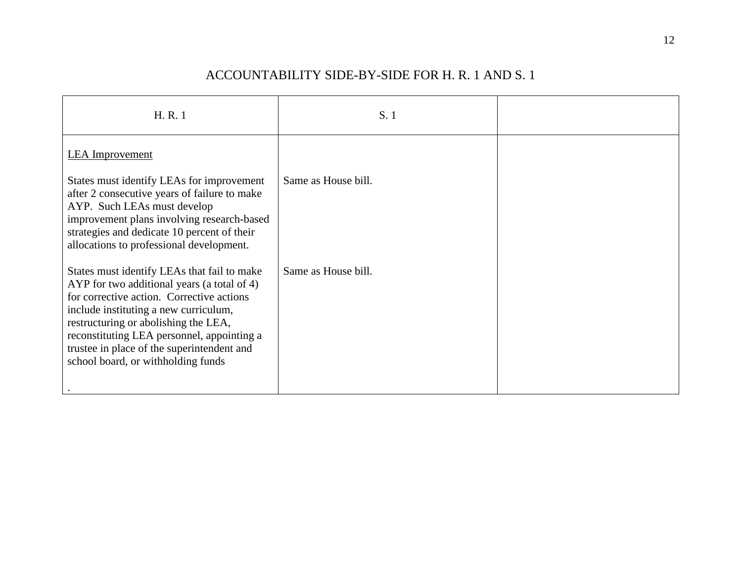## ACCOUNTABILITY SIDE-BY-SIDE FOR H. R. 1 AND S. 1

| H. R. 1 | S. 1 | |
|---|---|---|
| LEA Improvement<br><br>States must identify LEAs for improvement after 2 consecutive years of failure to make AYP. Such LEAs must develop improvement plans involving research-based strategies and dedicate 10 percent of their allocations to professional development. | Same as House bill. | |
| States must identify LEAs that fail to make AYP for two additional years (a total of 4) for corrective action. Corrective actions include instituting a new curriculum, restructuring or abolishing the LEA, reconstituting LEA personnel, appointing a trustee in place of the superintendent and school board, or withholding funds<br><br>. | Same as House bill. | |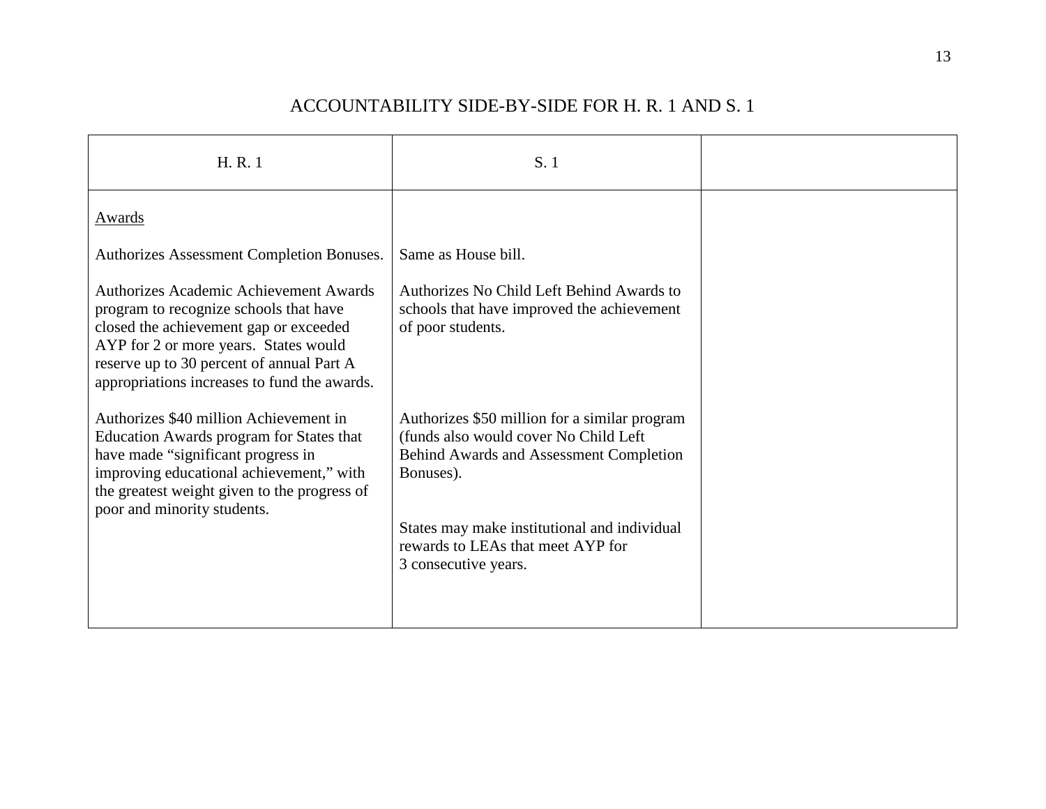# ACCOUNTABILITY SIDE-BY-SIDE FOR H. R. 1 AND S. 1

| H. R. 1 | S. 1 | |
|---|---|---|
| Awards | | |
| Authorizes Assessment Completion Bonuses. | Same as House bill. | |
| Authorizes Academic Achievement Awards program to recognize schools that have closed the achievement gap or exceeded AYP for 2 or more years. States would reserve up to 30 percent of annual Part A appropriations increases to fund the awards. | Authorizes No Child Left Behind Awards to schools that have improved the achievement of poor students. | |
| Authorizes $40 million Achievement in Education Awards program for States that have made "significant progress in improving educational achievement," with the greatest weight given to the progress of poor and minority students. | Authorizes $50 million for a similar program (funds also would cover No Child Left Behind Awards and Assessment Completion Bonuses). | |
| | States may make institutional and individual rewards to LEAs that meet AYP for 3 consecutive years. | |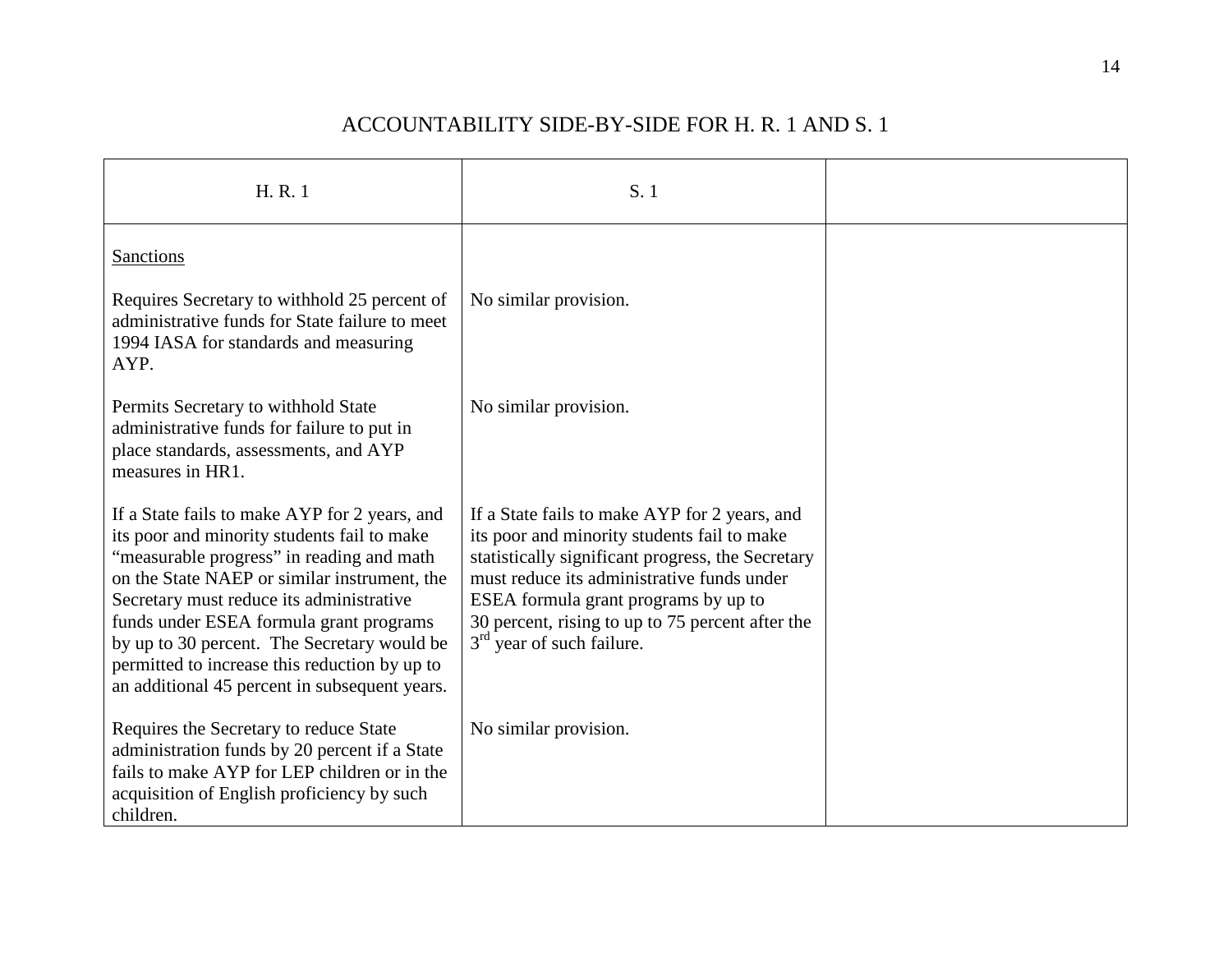# ACCOUNTABILITY SIDE-BY-SIDE FOR H. R. 1 AND S. 1

| H. R. 1 | S. 1 | |
|---|---|---|
| Sanctions | | |
| Requires Secretary to withhold 25 percent of administrative funds for State failure to meet 1994 IASA for standards and measuring AYP. | No similar provision. | |
| Permits Secretary to withhold State administrative funds for failure to put in place standards, assessments, and AYP measures in HR1. | No similar provision. | |
| If a State fails to make AYP for 2 years, and its poor and minority students fail to make "measurable progress" in reading and math on the State NAEP or similar instrument, the Secretary must reduce its administrative funds under ESEA formula grant programs by up to 30 percent. The Secretary would be permitted to increase this reduction by up to an additional 45 percent in subsequent years. | If a State fails to make AYP for 2 years, and its poor and minority students fail to make statistically significant progress, the Secretary must reduce its administrative funds under ESEA formula grant programs by up to 30 percent, rising to up to 75 percent after the 3rd year of such failure. | |
| Requires the Secretary to reduce State administration funds by 20 percent if a State fails to make AYP for LEP children or in the acquisition of English proficiency by such children. | No similar provision. | |